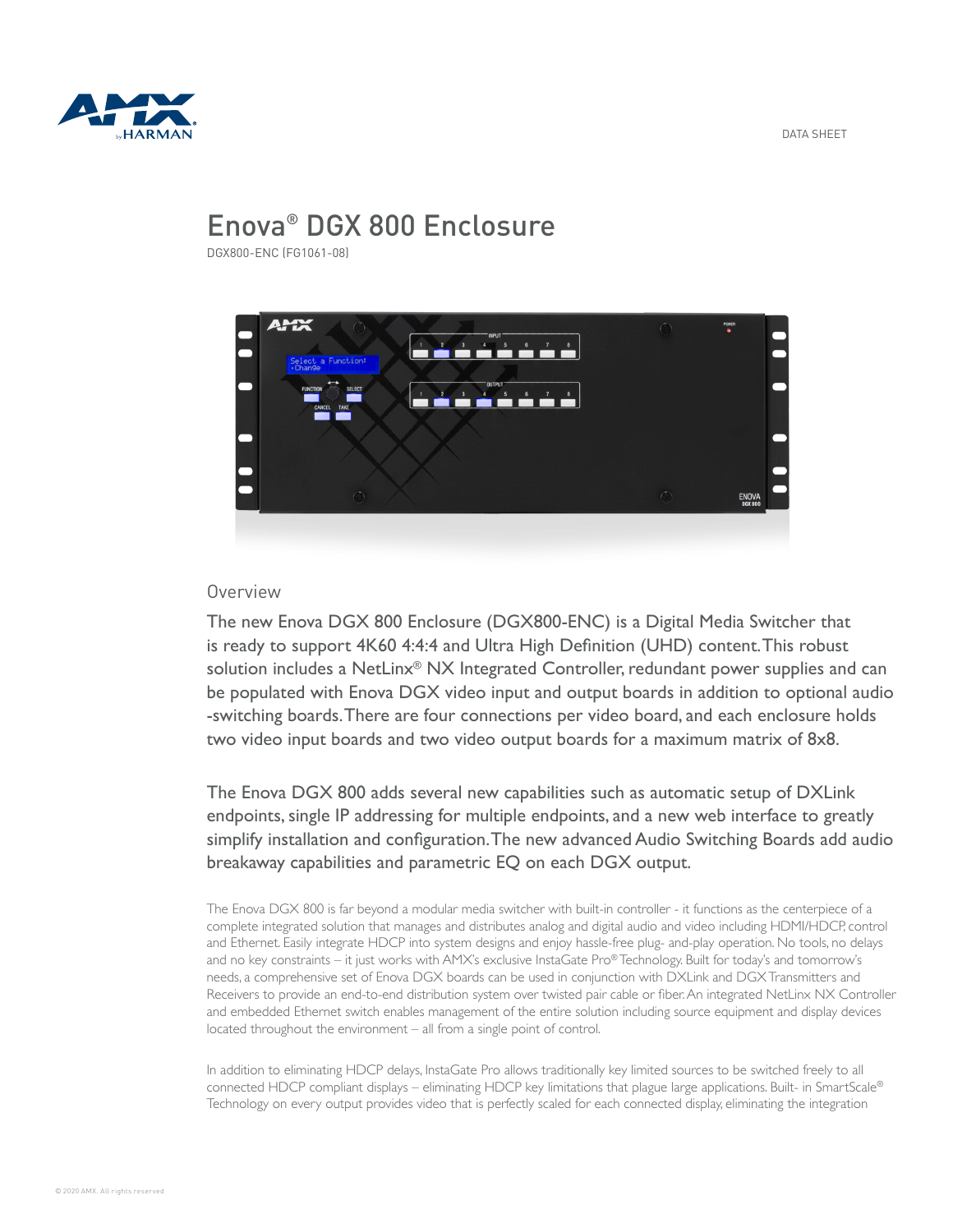DATA SHEET

# Enova® DGX 800 Enclosure

DGX800-ENC (FG1061-08)

## Overview

The new Enova DGX 800 Enclosure (DGX800-ENC) is a Digital Media Switcher that is ready to support 4K60 4:4:4 and Ultra High Definition (UHD) content. This robust solution includes a NetLinx® NX Integrated Controller, redundant power supplies and can be populated with Enova DGX video input and output boards in addition to optional audio -switching boards. There are four connections per video board, and each enclosure holds two video input boards and two video output boards for a maximum matrix of 8x8.

The Enova DGX 800 adds several new capabilities such as automatic setup of DXLink endpoints, single IP addressing for multiple endpoints, and a new web interface to greatly simplify installation and configuration. The new advanced Audio Switching Boards add audio breakaway capabilities and parametric EQ on each DGX output.

The Enova DGX 800 is far beyond a modular media switcher with built-in controller - it functions as the centerpiece of a complete integrated solution that manages and distributes analog and digital audio and video including HDMI/HDCP, control and Ethernet. Easily integrate HDCP into system designs and enjoy hassle-free plug- and-play operation. No tools, no delays and no key constraints – it just works with AMX's exclusive InstaGate Pro® Technology. Built for today's and tomorrow's needs, a comprehensive set of Enova DGX boards can be used in conjunction with DXLink and DGX Transmitters and Receivers to provide an end-to-end distribution system over twisted pair cable or fiber. An integrated NetLinx NX Controller and embedded Ethernet switch enables management of the entire solution including source equipment and display devices located throughout the environment – all from a single point of control.

In addition to eliminating HDCP delays, InstaGate Pro allows traditionally key limited sources to be switched freely to all connected HDCP compliant displays – eliminating HDCP key limitations that plague large applications. Built- in SmartScale® Technology on every output provides video that is perfectly scaled for each connected display, eliminating the integration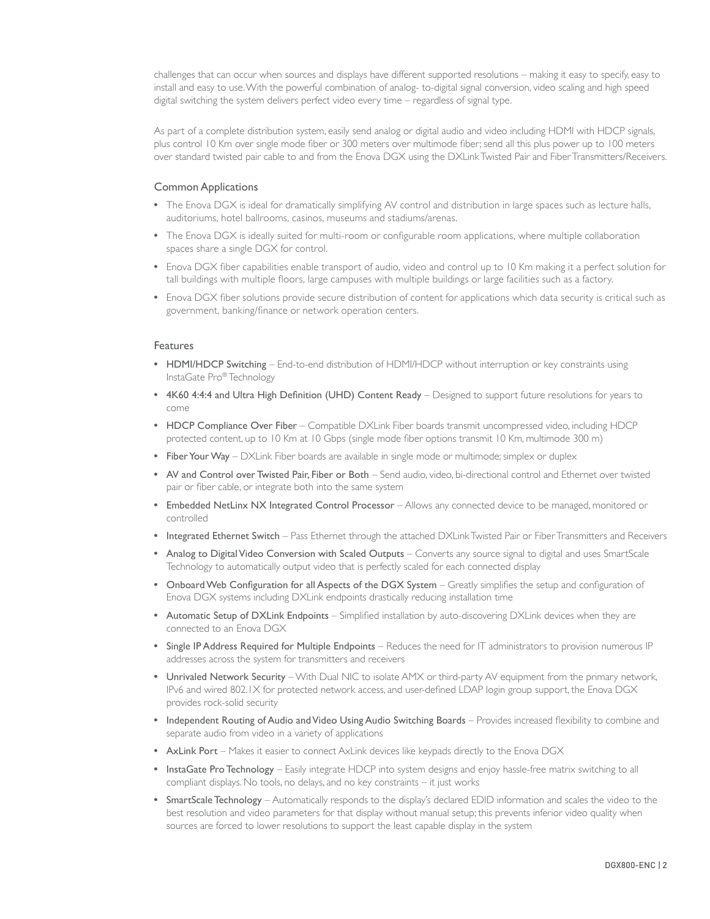challenges that can occur when sources and displays have different supported resolutions – making it easy to specify, easy to install and easy to use. With the powerful combination of analog- to-digital signal conversion, video scaling and high speed digital switching the system delivers perfect video every time – regardless of signal type.

As part of a complete distribution system, easily send analog or digital audio and video including HDMI with HDCP signals, plus control 10 Km over single mode fiber or 300 meters over multimode fiber; send all this plus power up to 100 meters over standard twisted pair cable to and from the Enova DGX using the DXLink Twisted Pair and Fiber Transmitters/Receivers.

## Common Applications

- The Enova DGX is ideal for dramatically simplifying AV control and distribution in large spaces such as lecture halls, auditoriums, hotel ballrooms, casinos, museums and stadiums/arenas.
- The Enova DGX is ideally suited for multi-room or configurable room applications, where multiple collaboration spaces share a single DGX for control.
- Enova DGX fiber capabilities enable transport of audio, video and control up to 10 Km making it a perfect solution for tall buildings with multiple floors, large campuses with multiple buildings or large facilities such as a factory.
- Enova DGX fiber solutions provide secure distribution of content for applications which data security is critical such as government, banking/finance or network operation centers.

## Features

- **HDMI/HDCP Switching** – End-to-end distribution of HDMI/HDCP without interruption or key constraints using InstaGate Pro® Technology
- **4K60 4:4:4 and Ultra High Definition (UHD) Content Ready** – Designed to support future resolutions for years to come
- **HDCP Compliance Over Fiber** – Compatible DXLink Fiber boards transmit uncompressed video, including HDCP protected content, up to 10 Km at 10 Gbps (single mode fiber options transmit 10 Km, multimode 300 m)
- **Fiber Your Way** – DXLink Fiber boards are available in single mode or multimode; simplex or duplex
- **AV and Control over Twisted Pair, Fiber or Both** – Send audio, video, bi-directional control and Ethernet over twisted pair or fiber cable, or integrate both into the same system
- **Embedded NetLinx NX Integrated Control Processor** – Allows any connected device to be managed, monitored or controlled
- **Integrated Ethernet Switch** – Pass Ethernet through the attached DXLink Twisted Pair or Fiber Transmitters and Receivers
- **Analog to Digital Video Conversion with Scaled Outputs** – Converts any source signal to digital and uses SmartScale Technology to automatically output video that is perfectly scaled for each connected display
- **Onboard Web Configuration for all Aspects of the DGX System** – Greatly simplifies the setup and configuration of Enova DGX systems including DXLink endpoints drastically reducing installation time
- **Automatic Setup of DXLink Endpoints** – Simplified installation by auto-discovering DXLink devices when they are connected to an Enova DGX
- **Single IP Address Required for Multiple Endpoints** – Reduces the need for IT administrators to provision numerous IP addresses across the system for transmitters and receivers
- **Unrivaled Network Security** – With Dual NIC to isolate AMX or third-party AV equipment from the primary network, IPv6 and wired 802.1X for protected network access, and user-defined LDAP login group support, the Enova DGX provides rock-solid security
- **Independent Routing of Audio and Video Using Audio Switching Boards** – Provides increased flexibility to combine and separate audio from video in a variety of applications
- **AxLink Port** – Makes it easier to connect AxLink devices like keypads directly to the Enova DGX
- **InstaGate Pro Technology** – Easily integrate HDCP into system designs and enjoy hassle-free matrix switching to all compliant displays. No tools, no delays, and no key constraints – it just works
- **SmartScale Technology** – Automatically responds to the display's declared EDID information and scales the video to the best resolution and video parameters for that display without manual setup; this prevents inferior video quality when sources are forced to lower resolutions to support the least capable display in the system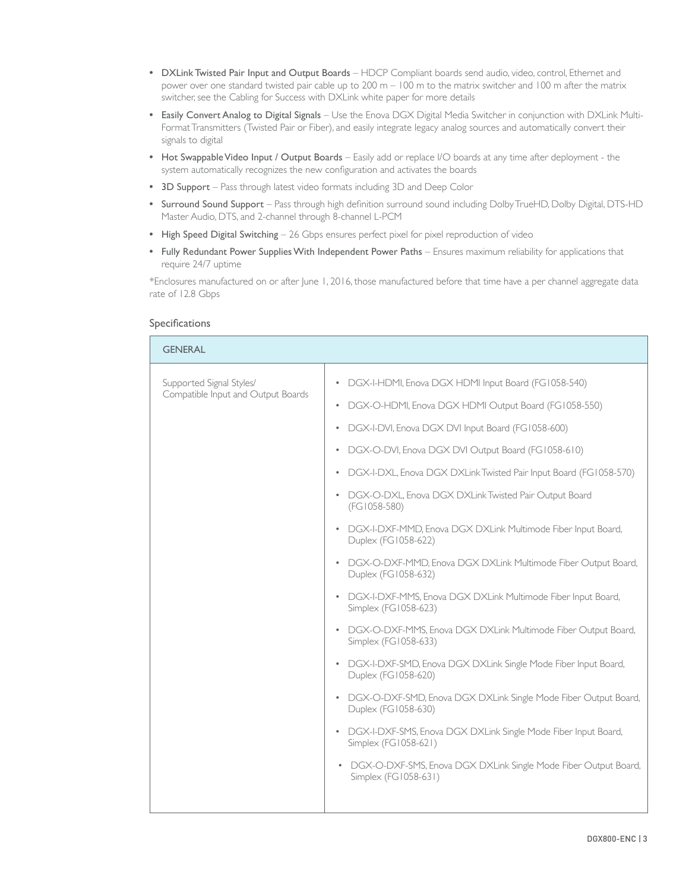- **DXLink Twisted Pair Input and Output Boards** – HDCP Compliant boards send audio, video, control, Ethernet and power over one standard twisted pair cable up to 200 m – 100 m to the matrix switcher and 100 m after the matrix switcher, see the Cabling for Success with DXLink white paper for more details
- **Easily Convert Analog to Digital Signals** – Use the Enova DGX Digital Media Switcher in conjunction with DXLink Multi-Format Transmitters (Twisted Pair or Fiber), and easily integrate legacy analog sources and automatically convert their signals to digital
- **Hot Swappable Video Input / Output Boards** – Easily add or replace I/O boards at any time after deployment - the system automatically recognizes the new configuration and activates the boards
- **3D Support** – Pass through latest video formats including 3D and Deep Color
- **Surround Sound Support** – Pass through high definition surround sound including Dolby TrueHD, Dolby Digital, DTS-HD Master Audio, DTS, and 2-channel through 8-channel L-PCM
- **High Speed Digital Switching** – 26 Gbps ensures perfect pixel for pixel reproduction of video
- **Fully Redundant Power Supplies With Independent Power Paths** – Ensures maximum reliability for applications that require 24/7 uptime

*Enclosures manufactured on or after June 1, 2016, those manufactured before that time have a per channel aggregate data rate of 12.8 Gbps

## Specifications

| GENERAL | |
|---|---|
| Supported Signal Styles/ Compatible Input and Output Boards | • DGX-I-HDMI, Enova DGX HDMI Input Board (FG1058-540)<br>• DGX-O-HDMI, Enova DGX HDMI Output Board (FG1058-550)<br>• DGX-I-DVI, Enova DGX DVI Input Board (FG1058-600)<br>• DGX-O-DVI, Enova DGX DVI Output Board (FG1058-610)<br>• DGX-I-DXL, Enova DGX DXLink Twisted Pair Input Board (FG1058-570)<br>• DGX-O-DXL, Enova DGX DXLink Twisted Pair Output Board (FG1058-580)<br>• DGX-I-DXF-MMD, Enova DGX DXLink Multimode Fiber Input Board, Duplex (FG1058-622)<br>• DGX-O-DXF-MMD, Enova DGX DXLink Multimode Fiber Output Board, Duplex (FG1058-632)<br>• DGX-I-DXF-MMS, Enova DGX DXLink Multimode Fiber Input Board, Simplex (FG1058-623)<br>• DGX-O-DXF-MMS, Enova DGX DXLink Multimode Fiber Output Board, Simplex (FG1058-633)<br>• DGX-I-DXF-SMD, Enova DGX DXLink Single Mode Fiber Input Board, Duplex (FG1058-620)<br>• DGX-O-DXF-SMD, Enova DGX DXLink Single Mode Fiber Output Board, Duplex (FG1058-630)<br>• DGX-I-DXF-SMS, Enova DGX DXLink Single Mode Fiber Input Board, Simplex (FG1058-621)<br>• DGX-O-DXF-SMS, Enova DGX DXLink Single Mode Fiber Output Board, Simplex (FG1058-631) |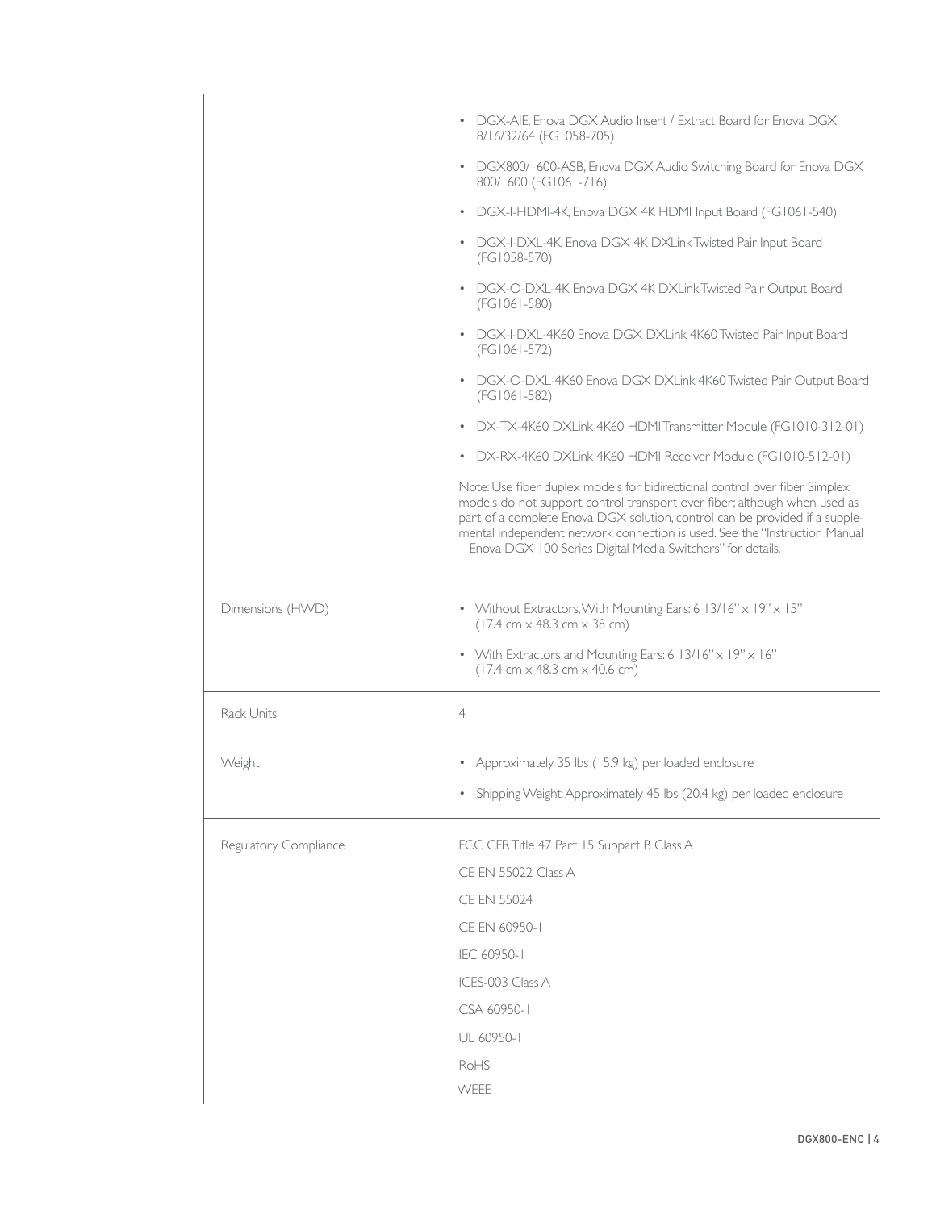| | |
|---|---|
| | • DGX-AIE, Enova DGX Audio Insert / Extract Board for Enova DGX 8/16/32/64 (FG1058-705)<br>• DGX800/1600-ASB, Enova DGX Audio Switching Board for Enova DGX 800/1600 (FG1061-716)<br>• DGX-I-HDMI-4K, Enova DGX 4K HDMI Input Board (FG1061-540)<br>• DGX-I-DXL-4K, Enova DGX 4K DXLink Twisted Pair Input Board (FG1058-570)<br>• DGX-O-DXL-4K Enova DGX 4K DXLink Twisted Pair Output Board (FG1061-580)<br>• DGX-I-DXL-4K60 Enova DGX DXLink 4K60 Twisted Pair Input Board (FG1061-572)<br>• DGX-O-DXL-4K60 Enova DGX DXLink 4K60 Twisted Pair Output Board (FG1061-582)<br>• DX-TX-4K60 DXLink 4K60 HDMI Transmitter Module (FG1010-312-01)<br>• DX-RX-4K60 DXLink 4K60 HDMI Receiver Module (FG1010-512-01)<br><br>Note: Use fiber duplex models for bidirectional control over fiber. Simplex models do not support control transport over fiber; although when used as part of a complete Enova DGX solution, control can be provided if a supplemental independent network connection is used. See the "Instruction Manual – Enova DGX 100 Series Digital Media Switchers" for details. |
| Dimensions (HWD) | • Without Extractors, With Mounting Ears: 6 13/16" x 19" x 15" (17.4 cm x 48.3 cm x 38 cm)<br>• With Extractors and Mounting Ears: 6 13/16" x 19" x 16" (17.4 cm x 48.3 cm x 40.6 cm) |
| Rack Units | 4 |
| Weight | • Approximately 35 lbs (15.9 kg) per loaded enclosure<br>• Shipping Weight: Approximately 45 lbs (20.4 kg) per loaded enclosure |
| Regulatory Compliance | FCC CFR Title 47 Part 15 Subpart B Class A<br>CE EN 55022 Class A<br>CE EN 55024<br>CE EN 60950-1<br>IEC 60950-1<br>ICES-003 Class A<br>CSA 60950-1<br>UL 60950-1<br>RoHS<br>WEEE |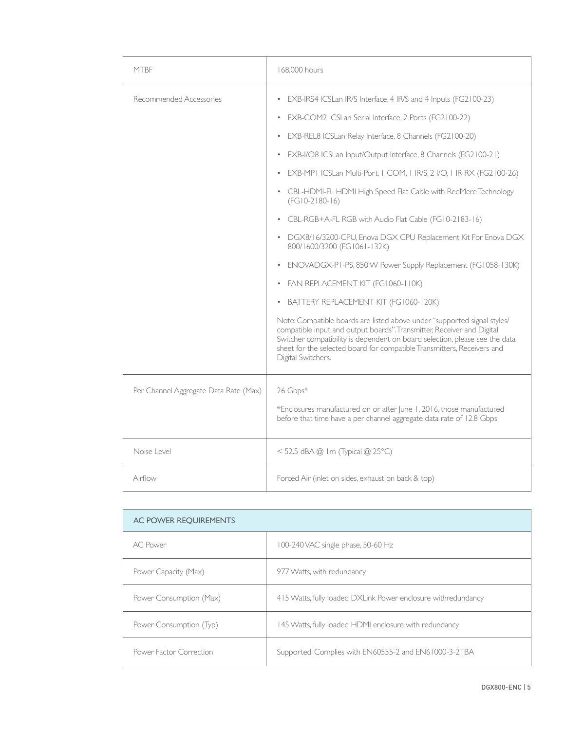| | |
|---|---|
| MTBF | 168,000 hours |
| Recommended Accessories | • EXB-IRS4 ICSLan IR/S Interface, 4 IR/S and 4 Inputs (FG2100-23)<br>• EXB-COM2 ICSLan Serial Interface, 2 Ports (FG2100-22)<br>• EXB-REL8 ICSLan Relay Interface, 8 Channels (FG2100-20)<br>• EXB-I/O8 ICSLan Input/Output Interface, 8 Channels (FG2100-21)<br>• EXB-MP1 ICSLan Multi-Port, 1 COM, 1 IR/S, 2 I/O, 1 IR RX (FG2100-26)<br>• CBL-HDMI-FL HDMI High Speed Flat Cable with RedMere Technology (FG10-2180-16)<br>• CBL-RGB+A-FL RGB with Audio Flat Cable (FG10-2183-16)<br>• DGX8/16/3200-CPU, Enova DGX CPU Replacement Kit For Enova DGX 800/1600/3200 (FG1061-132K)<br>• ENOVADGX-P1-PS, 850 W Power Supply Replacement (FG1058-130K)<br>• FAN REPLACEMENT KIT (FG1060-110K)<br>• BATTERY REPLACEMENT KIT (FG1060-120K)<br><br>Note: Compatible boards are listed above under "supported signal styles/ compatible input and output boards". Transmitter, Receiver and Digital Switcher compatibility is dependent on board selection, please see the data sheet for the selected board for compatible Transmitters, Receivers and Digital Switchers. |
| Per Channel Aggregate Data Rate (Max) | 26 Gbps*<br><br>*Enclosures manufactured on or after June 1, 2016, those manufactured before that time have a per channel aggregate data rate of 12.8 Gbps |
| Noise Level | < 52.5 dBA @ 1m (Typical @ 25°C) |
| Airflow | Forced Air (inlet on sides, exhaust on back & top) |

| AC POWER REQUIREMENTS | |
|---|---|
| AC Power | 100-240 VAC single phase, 50-60 Hz |
| Power Capacity (Max) | 977 Watts, with redundancy |
| Power Consumption (Max) | 415 Watts, fully loaded DXLink Power enclosure withredundancy |
| Power Consumption (Typ) | 145 Watts, fully loaded HDMI enclosure with redundancy |
| Power Factor Correction | Supported, Complies with EN60555-2 and EN61000-3-2TBA |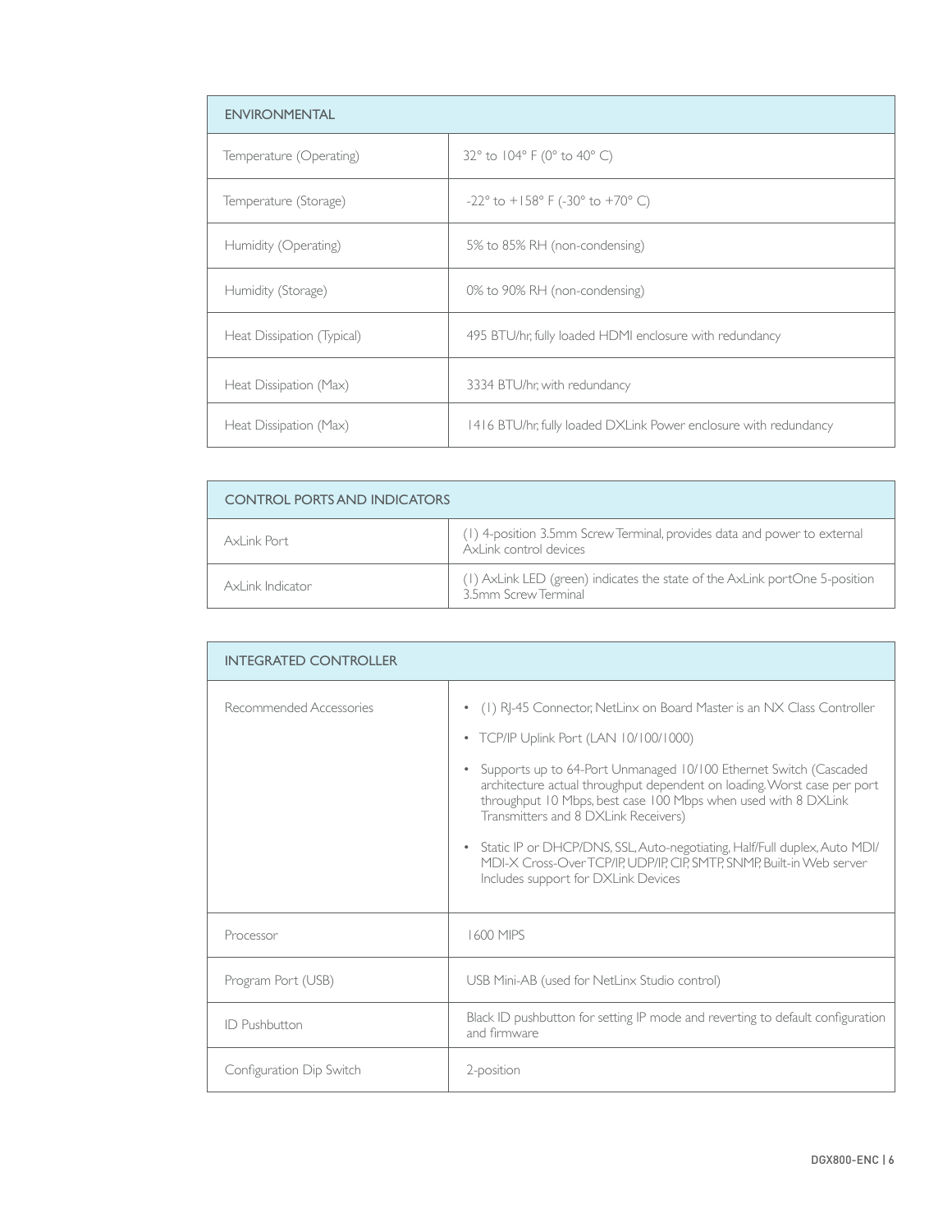| ENVIRONMENTAL | |
|---|---|
| Temperature (Operating) | 32° to 104° F (0° to 40° C) |
| Temperature (Storage) | -22° to +158° F (-30° to +70° C) |
| Humidity (Operating) | 5% to 85% RH (non-condensing) |
| Humidity (Storage) | 0% to 90% RH (non-condensing) |
| Heat Dissipation (Typical) | 495 BTU/hr, fully loaded HDMI enclosure with redundancy |
| Heat Dissipation (Max) | 3334 BTU/hr, with redundancy |
| Heat Dissipation (Max) | 1416 BTU/hr, fully loaded DXLink Power enclosure with redundancy |

| CONTROL PORTS AND INDICATORS | |
|---|---|
| AxLink Port | (1) 4-position 3.5mm Screw Terminal, provides data and power to external AxLink control devices |
| AxLink Indicator | (1) AxLink LED (green) indicates the state of the AxLink portOne 5-position 3.5mm Screw Terminal |

| INTEGRATED CONTROLLER | |
|---|---|
| Recommended Accessories | • (1) RJ-45 Connector, NetLinx on Board Master is an NX Class Controller<br>• TCP/IP Uplink Port (LAN 10/100/1000)<br>• Supports up to 64-Port Unmanaged 10/100 Ethernet Switch (Cascaded architecture actual throughput dependent on loading. Worst case per port throughput 10 Mbps, best case 100 Mbps when used with 8 DXLink Transmitters and 8 DXLink Receivers)<br>• Static IP or DHCP/DNS, SSL, Auto-negotiating, Half/Full duplex, Auto MDI/MDI-X Cross-Over TCP/IP, UDP/IP, CIP, SMTP, SNMP, Built-in Web server Includes support for DXLink Devices |
| Processor | 1600 MIPS |
| Program Port (USB) | USB Mini-AB (used for NetLinx Studio control) |
| ID Pushbutton | Black ID pushbutton for setting IP mode and reverting to default configuration and firmware |
| Configuration Dip Switch | 2-position |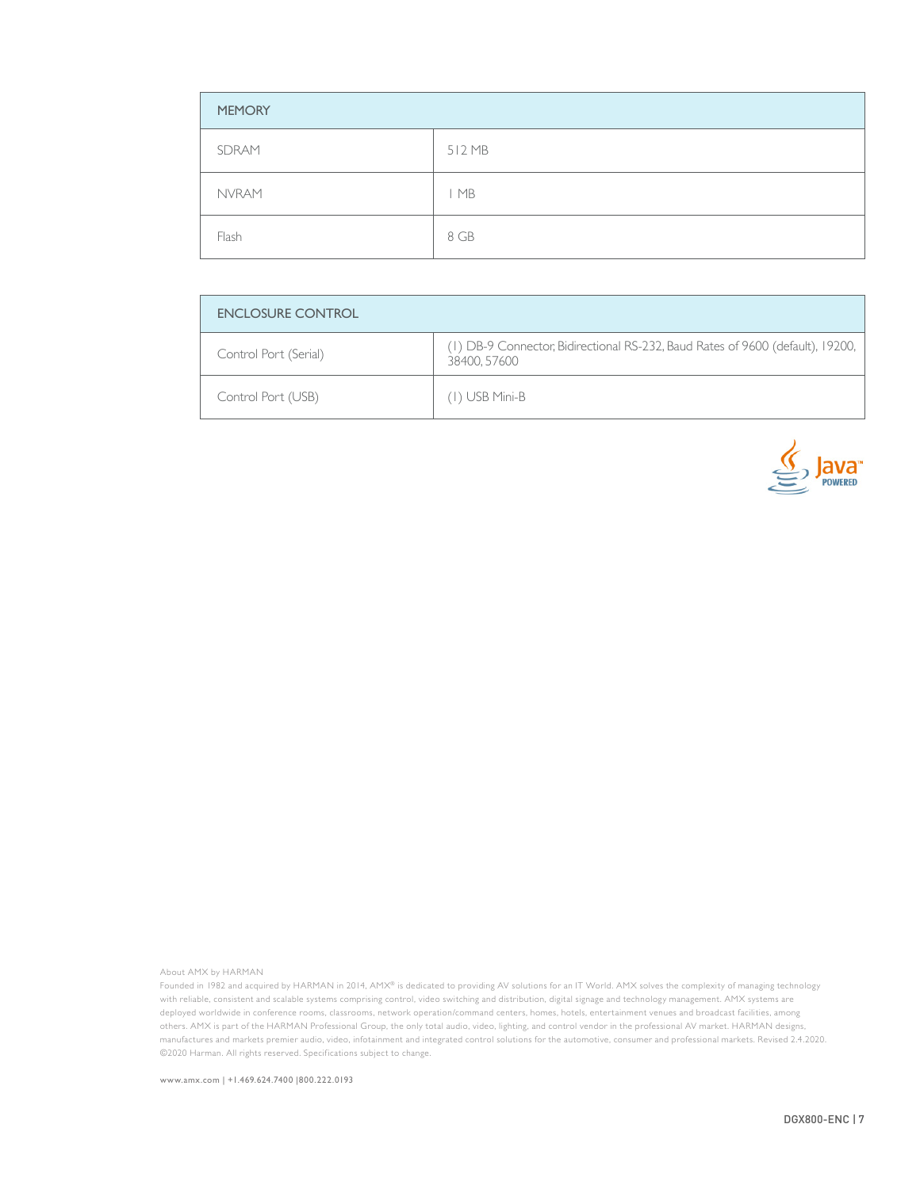| MEMORY | |
|---|---|
| SDRAM | 512 MB |
| NVRAM | 1 MB |
| Flash | 8 GB |

| ENCLOSURE CONTROL | |
|---|---|
| Control Port (Serial) | (1) DB-9 Connector, Bidirectional RS-232, Baud Rates of 9600 (default), 19200, 38400, 57600 |
| Control Port (USB) | (1) USB Mini-B |

About AMX by HARMAN

Founded in 1982 and acquired by HARMAN in 2014, AMX® is dedicated to providing AV solutions for an IT World. AMX solves the complexity of managing technology with reliable, consistent and scalable systems comprising control, video switching and distribution, digital signage and technology management. AMX systems are deployed worldwide in conference rooms, classrooms, network operation/command centers, homes, hotels, entertainment venues and broadcast facilities, among others. AMX is part of the HARMAN Professional Group, the only total audio, video, lighting, and control vendor in the professional AV market. HARMAN designs, manufactures and markets premier audio, video, infotainment and integrated control solutions for the automotive, consumer and professional markets. Revised 2.4.2020. ©2020 Harman. All rights reserved. Specifications subject to change.

www.amx.com | +1.469.624.7400 |800.222.0193